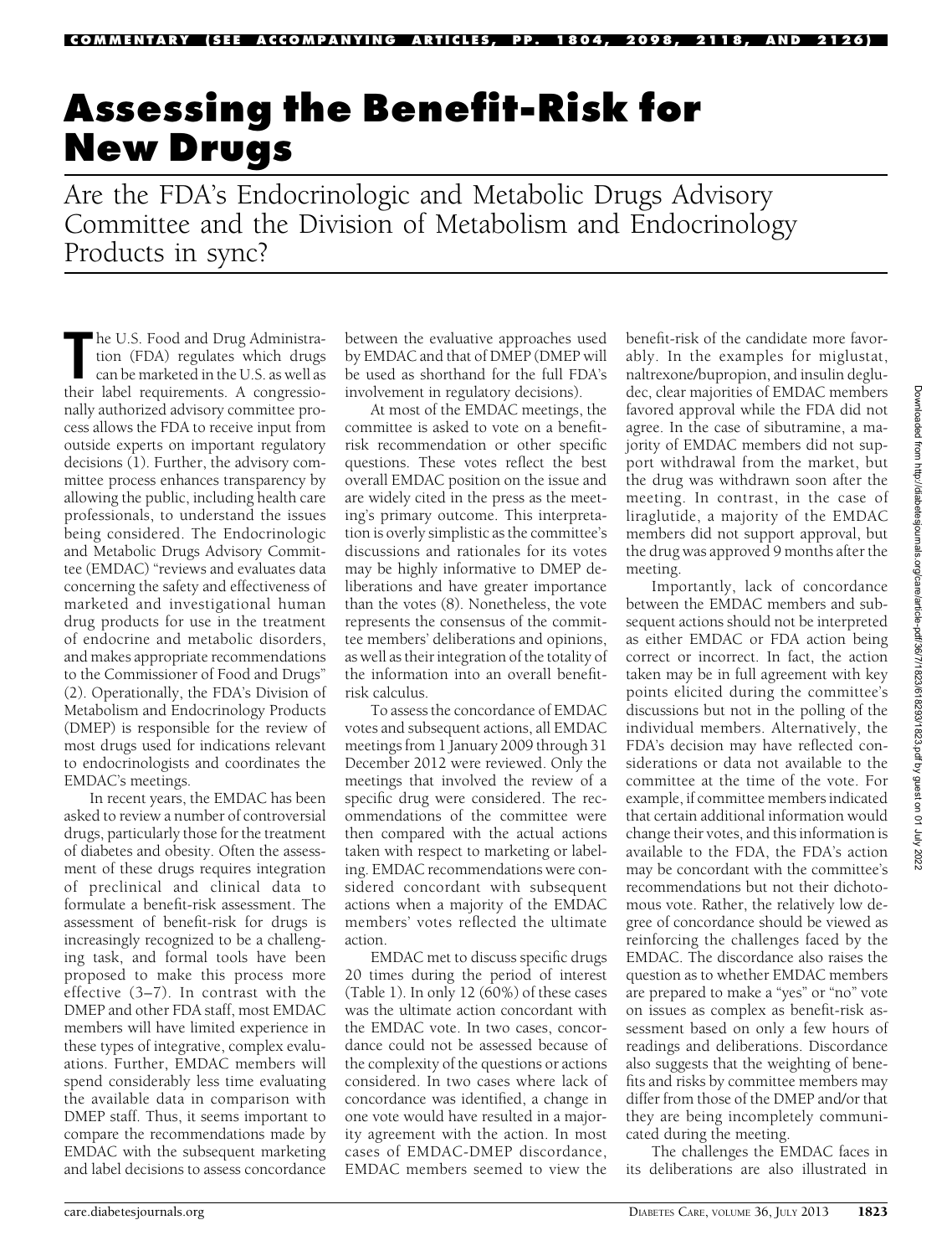COMMENTARY (SEE ACCOMPANYING ARTICLES, PP. 1804, 2098, 2118, AND 2126)

# Assessing the Benefit-Risk for New Drugs

Are the FDA's Endocrinologic and Metabolic Drugs Advisory Committee and the Division of Metabolism and Endocrinology Products in sync?

The U.S. Food and Drug Administration (FDA) regulates which drugs can be marketed in the U.S. as well as their label requirements. A congressionally authorized advisory committee process allows the FDA to receive input from outside experts on important regulatory decisions (1). Further, the advisory committee process enhances transparency by allowing the public, including health care professionals, to understand the issues being considered. The Endocrinologic and Metabolic Drugs Advisory Committee (EMDAC) "reviews and evaluates data concerning the safety and effectiveness of marketed and investigational human drug products for use in the treatment of endocrine and metabolic disorders, and makes appropriate recommendations to the Commissioner of Food and Drugs" (2). Operationally, the FDA's Division of Metabolism and Endocrinology Products (DMEP) is responsible for the review of most drugs used for indications relevant to endocrinologists and coordinates the EMDAC's meetings.

In recent years, the EMDAC has been asked to review a number of controversial drugs, particularly those for the treatment of diabetes and obesity. Often the assessment of these drugs requires integration of preclinical and clinical data to formulate a benefit-risk assessment. The assessment of benefit-risk for drugs is increasingly recognized to be a challenging task, and formal tools have been proposed to make this process more effective (3–7). In contrast with the DMEP and other FDA staff, most EMDAC members will have limited experience in these types of integrative, complex evaluations. Further, EMDAC members will spend considerably less time evaluating the available data in comparison with DMEP staff. Thus, it seems important to compare the recommendations made by EMDAC with the subsequent marketing and label decisions to assess concordance between the evaluative approaches used by EMDAC and that of DMEP (DMEP will be used as shorthand for the full FDA's involvement in regulatory decisions).

At most of the EMDAC meetings, the committee is asked to vote on a benefit-risk recommendation or other specific questions. These votes reflect the best overall EMDAC position on the issue and are widely cited in the press as the meeting's primary outcome. This interpretation is overly simplistic as the committee's discussions and rationales for its votes may be highly informative to DMEP deliberations and have greater importance than the votes (8). Nonetheless, the vote represents the consensus of the committee members' deliberations and opinions, as well as their integration of the totality of the information into an overall benefit-risk calculus.

To assess the concordance of EMDAC votes and subsequent actions, all EMDAC meetings from 1 January 2009 through 31 December 2012 were reviewed. Only the meetings that involved the review of a specific drug were considered. The recommendations of the committee were then compared with the actual actions taken with respect to marketing or labeling. EMDAC recommendations were considered concordant with subsequent actions when a majority of the EMDAC members' votes reflected the ultimate action.

EMDAC met to discuss specific drugs 20 times during the period of interest (Table 1). In only 12 (60%) of these cases was the ultimate action concordant with the EMDAC vote. In two cases, concordance could not be assessed because of the complexity of the questions or actions considered. In two cases where lack of concordance was identified, a change in one vote would have resulted in a majority agreement with the action. In most cases of EMDAC-DMEP discordance, EMDAC members seemed to view the benefit-risk of the candidate more favorably. In the examples for miglustat, naltrexone/bupropion, and insulin degludec, clear majorities of EMDAC members favored approval while the FDA did not agree. In the case of sibutramine, a majority of EMDAC members did not support withdrawal from the market, but the drug was withdrawn soon after the meeting. In contrast, in the case of liraglutide, a majority of the EMDAC members did not support approval, but the drug was approved 9 months after the meeting.

Importantly, lack of concordance between the EMDAC members and subsequent actions should not be interpreted as either EMDAC or FDA action being correct or incorrect. In fact, the action taken may be in full agreement with key points elicited during the committee's discussions but not in the polling of the individual members. Alternatively, the FDA's decision may have reflected considerations or data not available to the committee at the time of the vote. For example, if committee members indicated that certain additional information would change their votes, and this information is available to the FDA, the FDA's action may be concordant with the committee's recommendations but not their dichotomous vote. Rather, the relatively low degree of concordance should be viewed as reinforcing the challenges faced by the EMDAC. The discordance also raises the question as to whether EMDAC members are prepared to make a "yes" or "no" vote on issues as complex as benefit-risk assessment based on only a few hours of readings and deliberations. Discordance also suggests that the weighting of benefits and risks by committee members may differ from those of the DMEP and/or that they are being incompletely communicated during the meeting.

The challenges the EMDAC faces in its deliberations are also illustrated in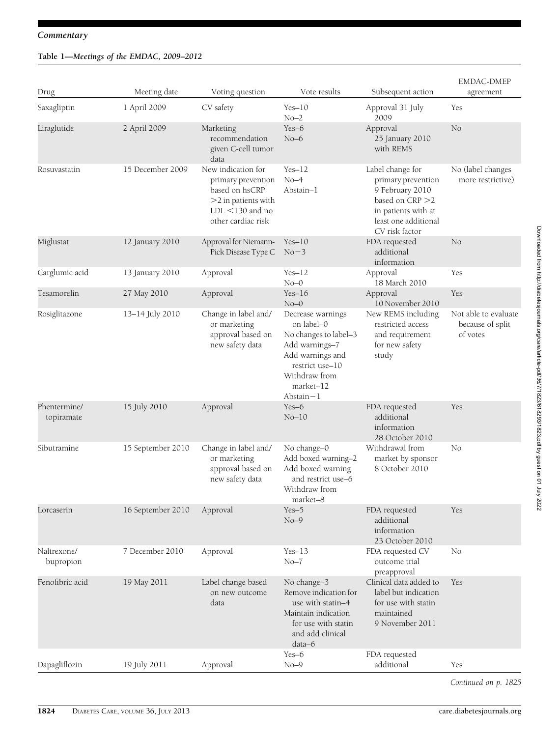*Commentary*

**Table 1—*Meetings of the EMDAC, 2009–2012***

| Drug | Meeting date | Voting question | Vote results | Subsequent action | EMDAC-DMEP agreement |
|---|---|---|---|---|---|
| Saxagliptin | 1 April 2009 | CV safety | Yes–10<br>No–2 | Approval 31 July 2009 | Yes |
| Liraglutide | 2 April 2009 | Marketing recommendation given C-cell tumor data | Yes–6<br>No–6 | Approval 25 January 2010 with REMS | No |
| Rosuvastatin | 15 December 2009 | New indication for primary prevention based on hsCRP >2 in patients with LDL <130 and no other cardiac risk | Yes–12<br>No–4<br>Abstain–1 | Label change for primary prevention 9 February 2010 based on CRP >2 in patients with at least one additional CV risk factor | No (label changes more restrictive) |
| Miglustat | 12 January 2010 | Approval for Niemann-Pick Disease Type C | Yes–10<br>No−3 | FDA requested additional information | No |
| Carglumic acid | 13 January 2010 | Approval | Yes–12<br>No–0 | Approval 18 March 2010 | Yes |
| Tesamorelin | 27 May 2010 | Approval | Yes–16<br>No–0 | Approval 10 November 2010 | Yes |
| Rosiglitazone | 13–14 July 2010 | Change in label and/or marketing approval based on new safety data | Decrease warnings on label–0<br>No changes to label–3<br>Add warnings–7<br>Add warnings and restrict use–10<br>Withdraw from market–12<br>Abstain−1 | New REMS including restricted access and requirement for new safety study | Not able to evaluate because of split of votes |
| Phentermine/topiramate | 15 July 2010 | Approval | Yes–6<br>No–10 | FDA requested additional information 28 October 2010 | Yes |
| Sibutramine | 15 September 2010 | Change in label and/or marketing approval based on new safety data | No change–0<br>Add boxed warning–2<br>Add boxed warning and restrict use–6<br>Withdraw from market–8 | Withdrawal from market by sponsor 8 October 2010 | No |
| Lorcaserin | 16 September 2010 | Approval | Yes–5<br>No–9 | FDA requested additional information 23 October 2010 | Yes |
| Naltrexone/bupropion | 7 December 2010 | Approval | Yes–13<br>No–7 | FDA requested CV outcome trial preapproval | No |
| Fenofibric acid | 19 May 2011 | Label change based on new outcome data | No change–3<br>Remove indication for use with statin–4<br>Maintain indication for use with statin and add clinical data–6 | Clinical data added to label but indication for use with statin maintained 9 November 2011 | Yes |
| Dapagliflozin | 19 July 2011 | Approval | Yes–6<br>No–9 | FDA requested additional | Yes |

*Continued on p. 1825*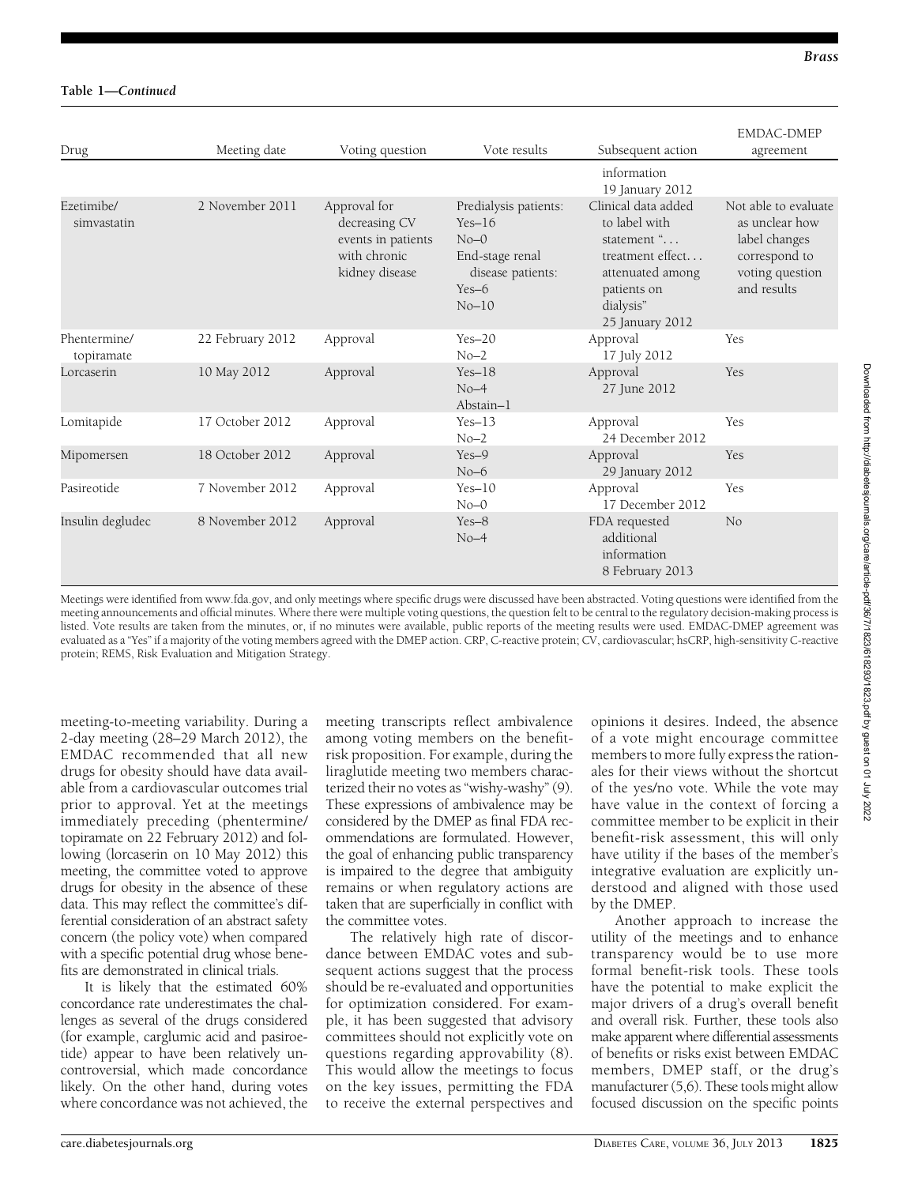**Table 1—*Continued***

| Drug | Meeting date | Voting question | Vote results | Subsequent action | EMDAC-DMEP agreement |
|---|---|---|---|---|---|
| | | | | information 19 January 2012 | |
| Ezetimibe/ simvastatin | 2 November 2011 | Approval for decreasing CV events in patients with chronic kidney disease | Predialysis patients: Yes–16 No–0 End-stage renal disease patients: Yes–6 No–10 | Clinical data added to label with statement "… treatment effect… attenuated among patients on dialysis" 25 January 2012 | Not able to evaluate as unclear how label changes correspond to voting question and results |
| Phentermine/ topiramate | 22 February 2012 | Approval | Yes–20 No–2 | Approval 17 July 2012 | Yes |
| Lorcaserin | 10 May 2012 | Approval | Yes–18 No–4 Abstain–1 | Approval 27 June 2012 | Yes |
| Lomitapide | 17 October 2012 | Approval | Yes–13 No–2 | Approval 24 December 2012 | Yes |
| Mipomersen | 18 October 2012 | Approval | Yes–9 No–6 | Approval 29 January 2012 | Yes |
| Pasireotide | 7 November 2012 | Approval | Yes–10 No–0 | Approval 17 December 2012 | Yes |
| Insulin degludec | 8 November 2012 | Approval | Yes–8 No–4 | FDA requested additional information 8 February 2013 | No |

Meetings were identified from www.fda.gov, and only meetings where specific drugs were discussed have been abstracted. Voting questions were identified from the meeting announcements and official minutes. Where there were multiple voting questions, the question felt to be central to the regulatory decision-making process is listed. Vote results are taken from the minutes, or, if no minutes were available, public reports of the meeting results were used. EMDAC-DMEP agreement was evaluated as a "Yes" if a majority of the voting members agreed with the DMEP action. CRP, C-reactive protein; CV, cardiovascular; hsCRP, high-sensitivity C-reactive protein; REMS, Risk Evaluation and Mitigation Strategy.

meeting-to-meeting variability. During a 2-day meeting (28–29 March 2012), the EMDAC recommended that all new drugs for obesity should have data available from a cardiovascular outcomes trial prior to approval. Yet at the meetings immediately preceding (phentermine/topiramate on 22 February 2012) and following (lorcaserin on 10 May 2012) this meeting, the committee voted to approve drugs for obesity in the absence of these data. This may reflect the committee's differential consideration of an abstract safety concern (the policy vote) when compared with a specific potential drug whose benefits are demonstrated in clinical trials.

It is likely that the estimated 60% concordance rate underestimates the challenges as several of the drugs considered (for example, carglumic acid and pasireotide) appear to have been relatively uncontroversial, which made concordance likely. On the other hand, during votes where concordance was not achieved, the meeting transcripts reflect ambivalence among voting members on the benefit-risk proposition. For example, during the liraglutide meeting two members characterized their no votes as "wishy-washy" (9). These expressions of ambivalence may be considered by the DMEP as final FDA recommendations are formulated. However, the goal of enhancing public transparency is impaired to the degree that ambiguity remains or when regulatory actions are taken that are superficially in conflict with the committee votes.

The relatively high rate of discordance between EMDAC votes and subsequent actions suggest that the process should be re-evaluated and opportunities for optimization considered. For example, it has been suggested that advisory committees should not explicitly vote on questions regarding approvability (8). This would allow the meetings to focus on the key issues, permitting the FDA to receive the external perspectives and opinions it desires. Indeed, the absence of a vote might encourage committee members to more fully express the rationales for their views without the shortcut of the yes/no vote. While the vote may have value in the context of forcing a committee member to be explicit in their benefit-risk assessment, this will only have utility if the bases of the member's integrative evaluation are explicitly understood and aligned with those used by the DMEP.

Another approach to increase the utility of the meetings and to enhance transparency would be to use more formal benefit-risk tools. These tools have the potential to make explicit the major drivers of a drug's overall benefit and overall risk. Further, these tools also make apparent where differential assessments of benefits or risks exist between EMDAC members, DMEP staff, or the drug's manufacturer (5,6). These tools might allow focused discussion on the specific points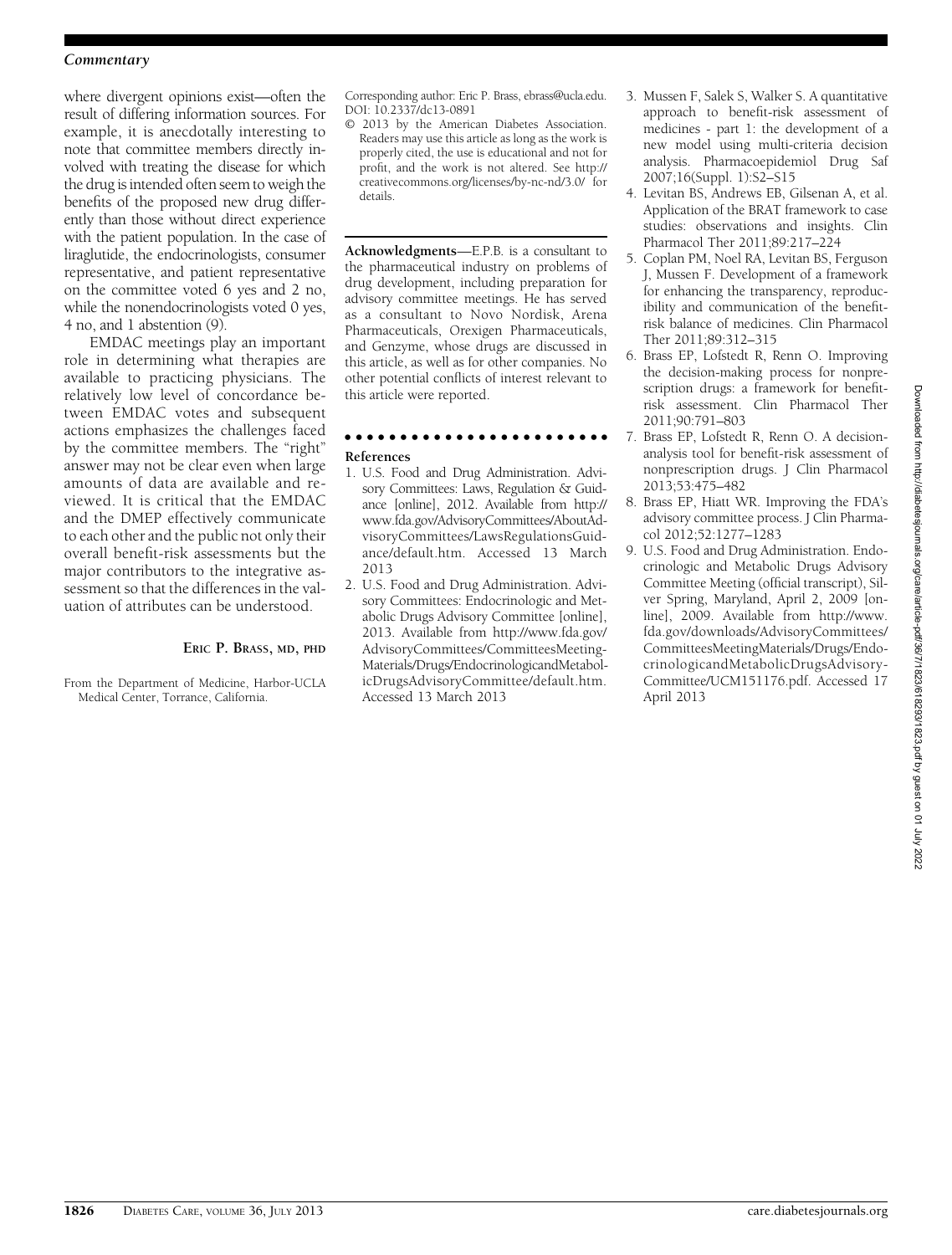where divergent opinions exist—often the result of differing information sources. For example, it is anecdotally interesting to note that committee members directly involved with treating the disease for which the drug is intended often seem to weigh the benefits of the proposed new drug differently than those without direct experience with the patient population. In the case of liraglutide, the endocrinologists, consumer representative, and patient representative on the committee voted 6 yes and 2 no, while the nonendocrinologists voted 0 yes, 4 no, and 1 abstention (9).

EMDAC meetings play an important role in determining what therapies are available to practicing physicians. The relatively low level of concordance between EMDAC votes and subsequent actions emphasizes the challenges faced by the committee members. The "right" answer may not be clear even when large amounts of data are available and reviewed. It is critical that the EMDAC and the DMEP effectively communicate to each other and the public not only their overall benefit-risk assessments but the major contributors to the integrative assessment so that the differences in the valuation of attributes can be understood.

**Eric P. Brass, md, phd**

From the Department of Medicine, Harbor-UCLA Medical Center, Torrance, California.

Corresponding author: Eric P. Brass, ebrass@ucla.edu.
DOI: 10.2337/dc13-0891

© 2013 by the American Diabetes Association. Readers may use this article as long as the work is properly cited, the use is educational and not for profit, and the work is not altered. See http://creativecommons.org/licenses/by-nc-nd/3.0/ for details.

**Acknowledgments**—E.P.B. is a consultant to the pharmaceutical industry on problems of drug development, including preparation for advisory committee meetings. He has served as a consultant to Novo Nordisk, Arena Pharmaceuticals, Orexigen Pharmaceuticals, and Genzyme, whose drugs are discussed in this article, as well as for other companies. No other potential conflicts of interest relevant to this article were reported.

**References**

1. U.S. Food and Drug Administration. Advisory Committees: Laws, Regulation & Guidance [online], 2012. Available from http://www.fda.gov/AdvisoryCommittees/AboutAdvisoryCommittees/LawsRegulationsGuidance/default.htm. Accessed 13 March 2013
2. U.S. Food and Drug Administration. Advisory Committees: Endocrinologic and Metabolic Drugs Advisory Committee [online], 2013. Available from http://www.fda.gov/AdvisoryCommittees/CommitteesMeetingMaterials/Drugs/EndocrinologicandMetabolicDrugsAdvisoryCommittee/default.htm. Accessed 13 March 2013
3. Mussen F, Salek S, Walker S. A quantitative approach to benefit-risk assessment of medicines - part 1: the development of a new model using multi-criteria decision analysis. Pharmacoepidemiol Drug Saf 2007;16(Suppl. 1):S2–S15
4. Levitan BS, Andrews EB, Gilsenan A, et al. Application of the BRAT framework to case studies: observations and insights. Clin Pharmacol Ther 2011;89:217–224
5. Coplan PM, Noel RA, Levitan BS, Ferguson J, Mussen F. Development of a framework for enhancing the transparency, reproducibility and communication of the benefit-risk balance of medicines. Clin Pharmacol Ther 2011;89:312–315
6. Brass EP, Lofstedt R, Renn O. Improving the decision-making process for nonprescription drugs: a framework for benefit-risk assessment. Clin Pharmacol Ther 2011;90:791–803
7. Brass EP, Lofstedt R, Renn O. A decision-analysis tool for benefit-risk assessment of nonprescription drugs. J Clin Pharmacol 2013;53:475–482
8. Brass EP, Hiatt WR. Improving the FDA's advisory committee process. J Clin Pharmacol 2012;52:1277–1283
9. U.S. Food and Drug Administration. Endocrinologic and Metabolic Drugs Advisory Committee Meeting (official transcript), Silver Spring, Maryland, April 2, 2009 [online], 2009. Available from http://www.fda.gov/downloads/AdvisoryCommittees/CommitteesMeetingMaterials/Drugs/EndocrinologicandMetabolicDrugsAdvisoryCommittee/UCM151176.pdf. Accessed 17 April 2013